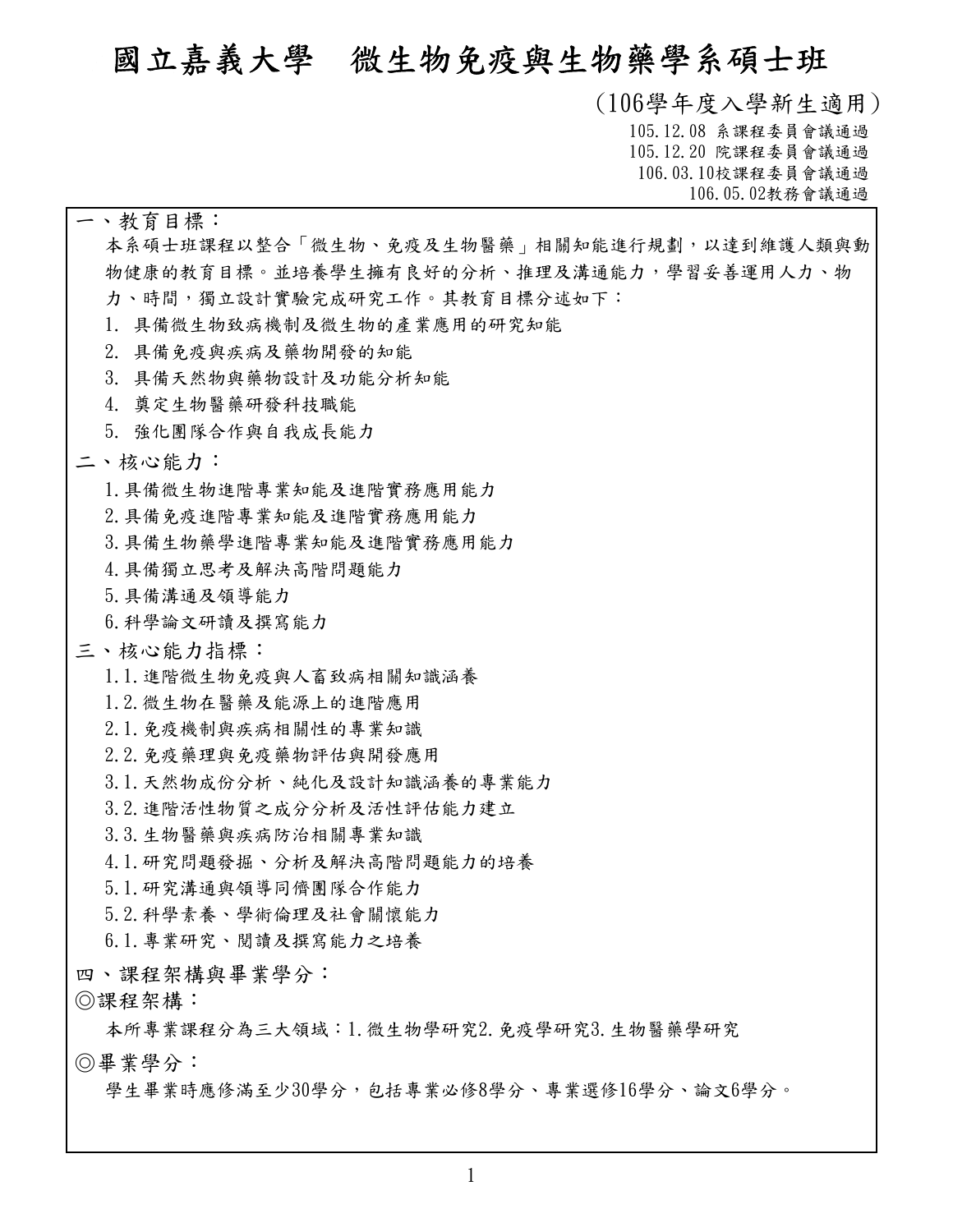# 國立嘉義大學　微生物免疫與生物藥學系碩士班

（106學年度入學新生適用）

105.12.08 系課程委員會議通過
105.12.20 院課程委員會議通過
106.03.10校課程委員會議通過
106.05.02教務會議通過

## 一、教育目標：

本系碩士班課程以整合「微生物、免疫及生物醫藥」相關知能進行規劃，以達到維護人類與動物健康的教育目標。並培養學生擁有良好的分析、推理及溝通能力，學習妥善運用人力、物力、時間，獨立設計實驗完成研究工作。其教育目標分述如下：

1. 具備微生物致病機制及微生物的產業應用的研究知能
2. 具備免疫與疾病及藥物開發的知能
3. 具備天然物與藥物設計及功能分析知能
4. 奠定生物醫藥研發科技職能
5. 強化團隊合作與自我成長能力

## 二、核心能力：

1. 具備微生物進階專業知能及進階實務應用能力
2. 具備免疫進階專業知能及進階實務應用能力
3. 具備生物藥學進階專業知能及進階實務應用能力
4. 具備獨立思考及解決高階問題能力
5. 具備溝通及領導能力
6. 科學論文研讀及撰寫能力

## 三、核心能力指標：

1.1. 進階微生物免疫與人畜致病相關知識涵養
1.2. 微生物在醫藥及能源上的進階應用
2.1. 免疫機制與疾病相關性的專業知識
2.2. 免疫藥理與免疫藥物評估與開發應用
3.1. 天然物成份分析、純化及設計知識涵養的專業能力
3.2. 進階活性物質之成分分析及活性評估能力建立
3.3. 生物醫藥與疾病防治相關專業知識
4.1. 研究問題發掘、分析及解決高階問題能力的培養
5.1. 研究溝通與領導同儕團隊合作能力
5.2. 科學素養、學術倫理及社會關懷能力
6.1. 專業研究、閱讀及撰寫能力之培養

## 四、課程架構與畢業學分：

◎課程架構：

本所專業課程分為三大領域：1.微生物學研究2.免疫學研究3.生物醫藥學研究

◎畢業學分：

學生畢業時應修滿至少30學分，包括專業必修8學分、專業選修16學分、論文6學分。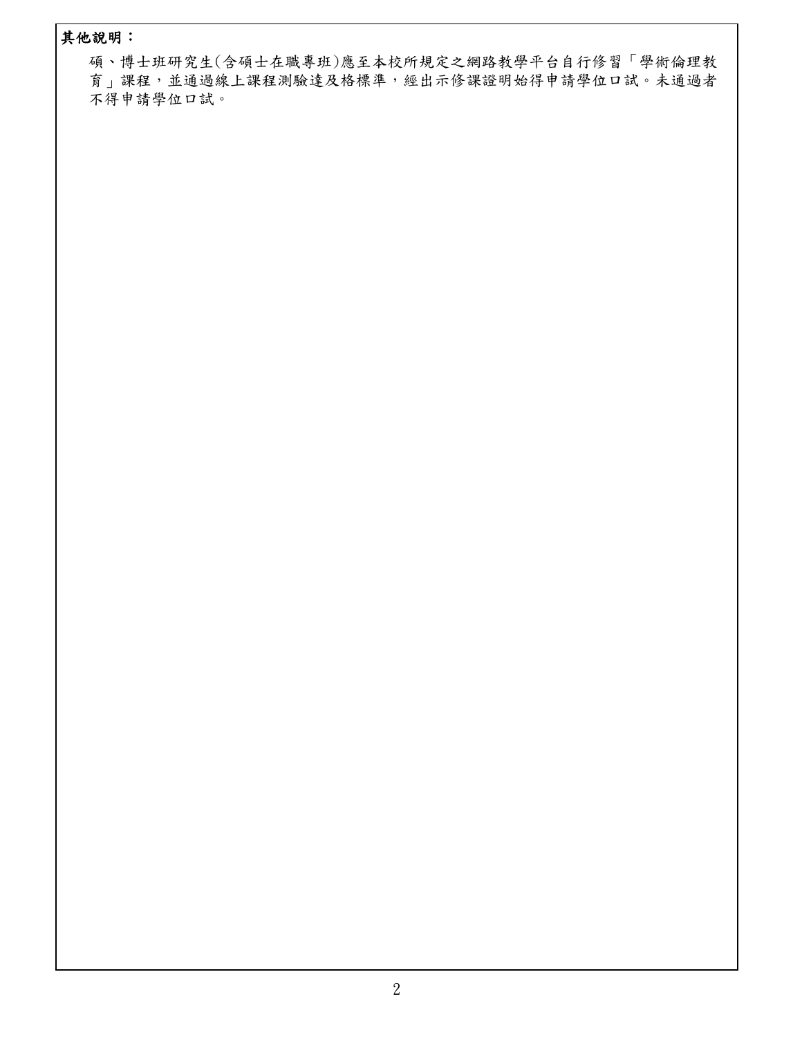**其他說明：**

碩、博士班研究生(含碩士在職專班)應至本校所規定之網路教學平台自行修習「學術倫理教育」課程，並通過線上課程測驗達及格標準，經出示修課證明始得申請學位口試。未通過者不得申請學位口試。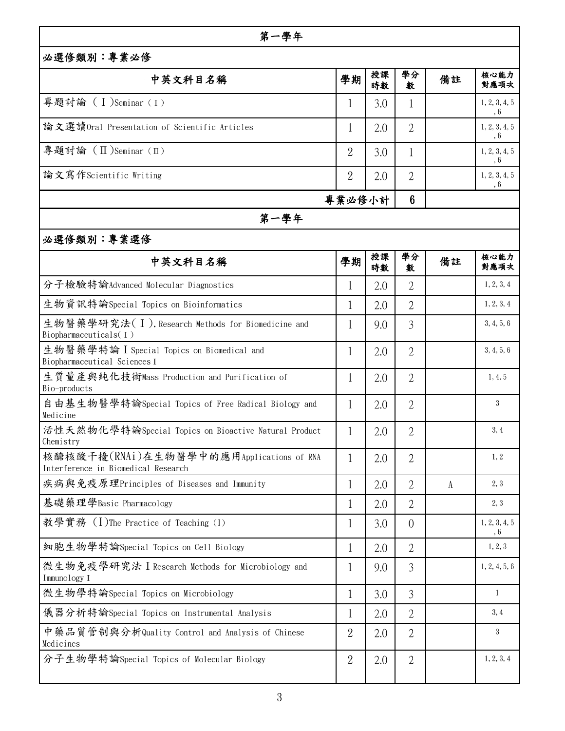## 第一學年

### 必選修類別：專業必修

| 中英文科目名稱 | 學期 | 授課時數 | 學分數 | 備註 | 核心能力對應項次 |
|---|---|---|---|---|---|
| 專題討論（Ⅰ)Seminar（Ⅰ） | 1 | 3.0 | 1 | | 1,2,3,4,5,6 |
| 論文選讀Oral Presentation of Scientific Articles | 1 | 2.0 | 2 | | 1,2,3,4,5,6 |
| 專題討論（Ⅱ)Seminar（Ⅱ） | 2 | 3.0 | 1 | | 1,2,3,4,5,6 |
| 論文寫作Scientific Writing | 2 | 2.0 | 2 | | 1,2,3,4,5,6 |
| 專業必修小計 | | | 6 | | |

## 第一學年

### 必選修類別：專業選修

| 中英文科目名稱 | 學期 | 授課時數 | 學分數 | 備註 | 核心能力對應項次 |
|---|---|---|---|---|---|
| 分子檢驗特論Advanced Molecular Diagnostics | 1 | 2.0 | 2 | | 1,2,3,4 |
| 生物資訊特論Special Topics on Bioinformatics | 1 | 2.0 | 2 | | 1,2,3,4 |
| 生物醫藥學研究法(Ⅰ).Research Methods for Biomedicine and Biopharmaceuticals(Ⅰ) | 1 | 9.0 | 3 | | 3,4,5,6 |
| 生物醫藥學特論ⅠSpecial Topics on Biomedical and Biopharmaceutical SciencesⅠ | 1 | 2.0 | 2 | | 3,4,5,6 |
| 生質量產與純化技術Mass Production and Purification of Bio-products | 1 | 2.0 | 2 | | 1,4,5 |
| 自由基生物醫學特論Special Topics of Free Radical Biology and Medicine | 1 | 2.0 | 2 | | 3 |
| 活性天然物化學特論Special Topics on Bioactive Natural Product Chemistry | 1 | 2.0 | 2 | | 3,4 |
| 核醣核酸干擾(RNAi)在生物醫學中的應用Applications of RNA Interference in Biomedical Research | 1 | 2.0 | 2 | | 1,2 |
| 疾病與免疫原理Principles of Diseases and Immunity | 1 | 2.0 | 2 | A | 2,3 |
| 基礎藥理學Basic Pharmacology | 1 | 2.0 | 2 | | 2,3 |
| 教學實務 (I)The Practice of Teaching (I) | 1 | 3.0 | 0 | | 1,2,3,4,5,6 |
| 細胞生物學特論Special Topics on Cell Biology | 1 | 2.0 | 2 | | 1,2,3 |
| 微生物免疫學研究法ⅠResearch Methods for Microbiology and ImmunologyⅠ | 1 | 9.0 | 3 | | 1,2,4,5,6 |
| 微生物學特論Special Topics on Microbiology | 1 | 3.0 | 3 | | 1 |
| 儀器分析特論Special Topics on Instrumental Analysis | 1 | 2.0 | 2 | | 3,4 |
| 中藥品質管制與分析Quality Control and Analysis of Chinese Medicines | 2 | 2.0 | 2 | | 3 |
| 分子生物學特論Special Topics of Molecular Biology | 2 | 2.0 | 2 | | 1,2,3,4 |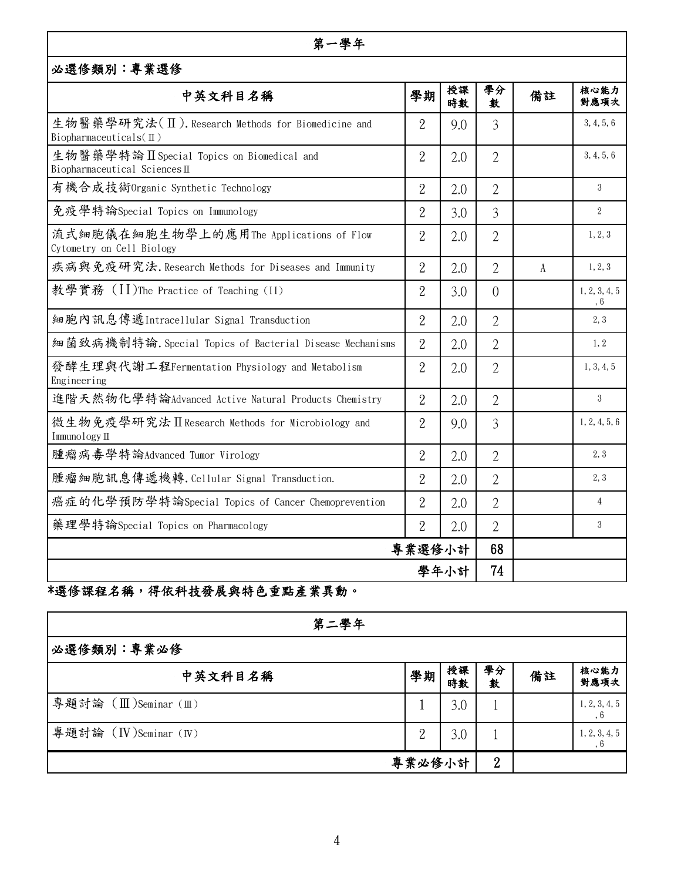## 第一學年

必選修類別：專業選修

| 中英文科目名稱 | 學期 | 授課時數 | 學分數 | 備註 | 核心能力對應項次 |
|---|---|---|---|---|---|
| 生物醫藥學研究法(Ⅱ).Research Methods for Biomedicine and Biopharmaceuticals(Ⅱ) | 2 | 9.0 | 3 | | 3,4,5,6 |
| 生物醫藥學特論ⅡSpecial Topics on Biomedical and Biopharmaceutical SciencesⅡ | 2 | 2.0 | 2 | | 3,4,5,6 |
| 有機合成技術Organic Synthetic Technology | 2 | 2.0 | 2 | | 3 |
| 免疫學特論Special Topics on Immunology | 2 | 3.0 | 3 | | 2 |
| 流式細胞儀在細胞生物學上的應用The Applications of Flow Cytometry on Cell Biology | 2 | 2.0 | 2 | | 1,2,3 |
| 疾病與免疫研究法.Research Methods for Diseases and Immunity | 2 | 2.0 | 2 | A | 1,2,3 |
| 教學實務 (II)The Practice of Teaching (II) | 2 | 3.0 | 0 | | 1,2,3,4,5,6 |
| 細胞內訊息傳遞Intracellular Signal Transduction | 2 | 2.0 | 2 | | 2,3 |
| 細菌致病機制特論.Special Topics of Bacterial Disease Mechanisms | 2 | 2.0 | 2 | | 1,2 |
| 發酵生理與代謝工程Fermentation Physiology and Metabolism Engineering | 2 | 2.0 | 2 | | 1,3,4,5 |
| 進階天然物化學特論Advanced Active Natural Products Chemistry | 2 | 2.0 | 2 | | 3 |
| 微生物免疫學研究法ⅡResearch Methods for Microbiology and ImmunologyⅡ | 2 | 9.0 | 3 | | 1,2,4,5,6 |
| 腫瘤病毒學特論Advanced Tumor Virology | 2 | 2.0 | 2 | | 2,3 |
| 腫瘤細胞訊息傳遞機轉.Cellular Signal Transduction. | 2 | 2.0 | 2 | | 2,3 |
| 癌症的化學預防學特論Special Topics of Cancer Chemoprevention | 2 | 2.0 | 2 | | 4 |
| 藥理學特論Special Topics on Pharmacology | 2 | 2.0 | 2 | | 3 |
| 專業選修小計 | | | 68 | | |
| 學年小計 | | | 74 | | |

**\*選修課程名稱，得依科技發展與特色重點產業異動。**

## 第二學年

必選修類別：專業必修

| 中英文科目名稱 | 學期 | 授課時數 | 學分數 | 備註 | 核心能力對應項次 |
|---|---|---|---|---|---|
| 專題討論 (Ⅲ)Seminar (Ⅲ) | 1 | 3.0 | 1 | | 1,2,3,4,5,6 |
| 專題討論 (Ⅳ)Seminar (Ⅳ) | 2 | 3.0 | 1 | | 1,2,3,4,5,6 |
| 專業必修小計 | | | 2 | | |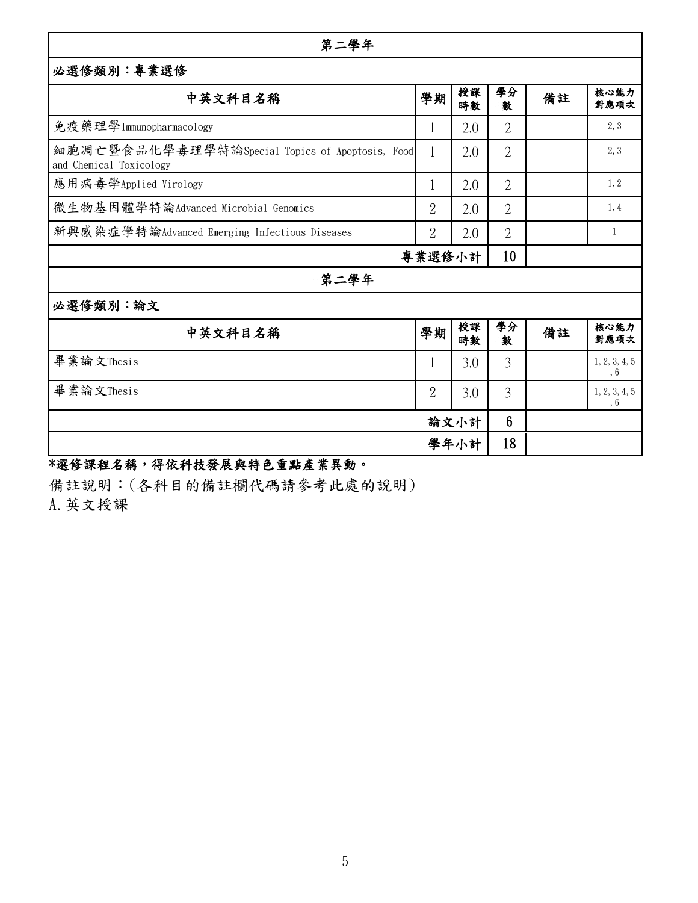| 第二學年 | | | | | |
|---|---|---|---|---|---|
| 必選修類別：專業選修 | | | | | |
| 中英文科目名稱 | 學期 | 授課時數 | 學分數 | 備註 | 核心能力對應項次 |
| 免疫藥理學Immunopharmacology | 1 | 2.0 | 2 | | 2,3 |
| 細胞凋亡暨食品化學毒理學特論Special Topics of Apoptosis, Food and Chemical Toxicology | 1 | 2.0 | 2 | | 2,3 |
| 應用病毒學Applied Virology | 1 | 2.0 | 2 | | 1,2 |
| 微生物基因體學特論Advanced Microbial Genomics | 2 | 2.0 | 2 | | 1,4 |
| 新興感染症學特論Advanced Emerging Infectious Diseases | 2 | 2.0 | 2 | | 1 |
| 專業選修小計 | | | 10 | | |

| 第二學年 | | | | | |
|---|---|---|---|---|---|
| 必選修類別：論文 | | | | | |
| 中英文科目名稱 | 學期 | 授課時數 | 學分數 | 備註 | 核心能力對應項次 |
| 畢業論文Thesis | 1 | 3.0 | 3 | | 1,2,3,4,5,6 |
| 畢業論文Thesis | 2 | 3.0 | 3 | | 1,2,3,4,5,6 |
| 論文小計 | | | 6 | | |
| 學年小計 | | | 18 | | |

**\*選修課程名稱，得依科技發展與特色重點產業異動。**

備註說明：(各科目的備註欄代碼請參考此處的說明)

A.英文授課